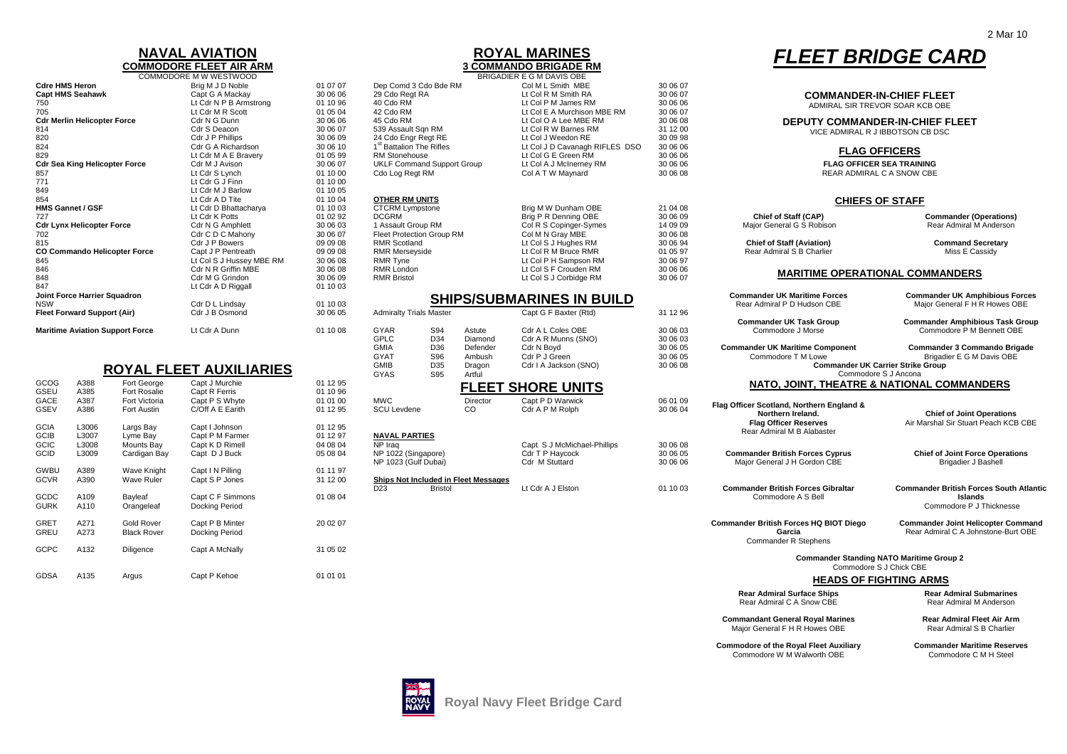2 Mar 10

# NAVAL AVIATION

## COMMODORE FLEET AIR ARM

COMMODORE M W WESTWOOD

| Unit | Commander | Date |
|---|---|---|
| **Cdre HMS Heron** | Brig M J D Noble | 01 07 07 |
| **Capt HMS Seahawk** | Capt G A Mackay | 30 06 06 |
| 750 | Lt Cdr N P B Armstrong | 01 10 96 |
| 705 | Lt Cdr M R Scott | 01 05 04 |
| **Cdr Merlin Helicopter Force** | Cdr N G Dunn | 30 06 06 |
| 814 | Cdr S Deacon | 30 06 07 |
| 820 | Cdr J P Phillips | 30 06 09 |
| 824 | Cdr G A Richardson | 30 06 10 |
| 829 | Lt Cdr M A E Bravery | 01 05 99 |
| **Cdr Sea King Helicopter Force** | Cdr M J Avison | 30 06 07 |
| 857 | Lt Cdr S Lynch | 01 10 00 |
| 771 | Lt Cdr G J Finn | 01 10 00 |
| 849 | Lt Cdr M J Barlow | 01 10 05 |
| 854 | Lt Cdr A D Tite | 01 10 04 |
| **HMS Gannet / GSF** | Lt Cdr D Bhattacharya | 01 10 03 |
| 727 | Lt Cdr K Potts | 01 02 92 |
| **Cdr Lynx Helicopter Force** | Cdr N G Amphlett | 30 06 03 |
| 702 | Cdr C D C Mahony | 30 06 07 |
| 815 | Cdr J P Bowers | 09 09 08 |
| **CO Commando Helicopter Force** | Capt J P Pentreath | 09 09 08 |
| 845 | Lt Col S J Hussey MBE RM | 30 06 08 |
| 846 | Cdr N R Griffin MBE | 30 06 08 |
| 848 | Cdr M G Grindon | 30 06 09 |
| 847 | Lt Cdr A D Riggall | 01 10 03 |
| **Joint Force Harrier Squadron** | | |
| NSW | Cdr D L Lindsay | 01 10 03 |
| **Fleet Forward Support (Air)** | Cdr J B Osmond | 30 06 05 |
| **Maritime Aviation Support Force** | Lt Cdr A Dunn | 01 10 08 |

# ROYAL FLEET AUXILIARIES

| Call Sign | Pennant | Ship | Master | Date |
|---|---|---|---|---|
| GCOG | A388 | Fort George | Capt J Murchie | 01 12 95 |
| GSEU | A385 | Fort Rosalie | Capt R Ferris | 01 10 96 |
| GACE | A387 | Fort Victoria | Capt P S Whyte | 01 01 00 |
| GSEV | A386 | Fort Austin | C/Off A E Earith | 01 12 95 |
| GCIA | L3006 | Largs Bay | Capt I Johnson | 01 12 95 |
| GCIB | L3007 | Lyme Bay | Capt P M Farmer | 01 12 97 |
| GCIC | L3008 | Mounts Bay | Capt K D Rimell | 04 08 04 |
| GCID | L3009 | Cardigan Bay | Capt D J Buck | 05 08 04 |
| GWBU | A389 | Wave Knight | Capt I N Pilling | 01 11 97 |
| GCVR | A390 | Wave Ruler | Capt S P Jones | 31 12 00 |
| GCDC | A109 | Bayleaf | Capt C F Simmons | 01 08 04 |
| GURK | A110 | Orangeleaf | Docking Period | |
| GRET | A271 | Gold Rover | Capt P B Minter | 20 02 07 |
| GREU | A273 | Black Rover | Docking Period | |
| GCPC | A132 | Diligence | Capt A McNally | 31 05 02 |
| GDSA | A135 | Argus | Capt P Kehoe | 01 01 01 |

# ROYAL MARINES

## 3 COMMANDO BRIGADE RM

BRIGADIER E G M DAVIS OBE

| Unit | Commander | Date |
|---|---|---|
| Dep Comd 3 Cdo Bde RM | Col M L Smith MBE | 30 06 07 |
| 29 Cdo Regt RA | Lt Col R M Smith RA | 30 06 07 |
| 40 Cdo RM | Lt Col P M James RM | 30 06 06 |
| 42 Cdo RM | Lt Col E A Murchison MBE RM | 30 06 07 |
| 45 Cdo RM | Lt Col O A Lee MBE RM | 30 06 08 |
| 539 Assault Sqn RM | Lt Col R W Barnes RM | 31 12 00 |
| 24 Cdo Engr Regt RE | Lt Col J Weedon RE | 30 09 98 |
| 1st Battalion The Rifles | Lt Col J D Cavanagh RIFLES DSO | 30 06 06 |
| RM Stonehouse | Lt Col G E Green RM | 30 06 06 |
| UKLF Command Support Group | Lt Col A J McInerney RM | 30 06 06 |
| Cdo Log Regt RM | Col A T W Maynard | 30 06 08 |

### OTHER RM UNITS

| Unit | Commander | Date |
|---|---|---|
| CTCRM Lympstone | Brig M W Dunham OBE | 21 04 08 |
| DCGRM | Brig P R Denning OBE | 30 06 09 |
| 1 Assault Group RM | Col R S Copinger-Symes | 14 09 09 |
| Fleet Protection Group RM | Col M N Gray MBE | 30 06 08 |
| RMR Scotland | Lt Col S J Hughes RM | 30 06 94 |
| RMR Merseyside | Lt Col R M Bruce RMR | 01 05 97 |
| RMR Tyne | Lt Col P H Sampson RM | 30 06 97 |
| RMR London | Lt Col S F Crouden RM | 30 06 06 |
| RMR Bristol | Lt Col S J Corbidge RM | 30 06 07 |

# SHIPS/SUBMARINES IN BUILD

| Call Sign | Pennant | Ship | Commander | Date |
|---|---|---|---|---|
| Admiralty Trials Master | | | Capt G F Baxter (Rtd) | 31 12 96 |
| GYAR | S94 | Astute | Cdr A L Coles OBE | 30 06 03 |
| GPLC | D34 | Diamond | Cdr A R Munns (SNO) | 30 06 03 |
| GMIA | D36 | Defender | Cdr N Boyd | 30 06 05 |
| GYAT | S96 | Ambush | Cdr P J Green | 30 06 05 |
| GMIB | D35 | Dragon | Cdr I A Jackson (SNO) | 30 06 08 |
| GYAS | S95 | Artful | | |

# FLEET SHORE UNITS

| Unit | | Commander | Date |
|---|---|---|---|
| MWC | Director | Capt P D Warwick | 06 01 09 |
| SCU Levdene | CO | Cdr A P M Rolph | 30 06 04 |

### NAVAL PARTIES

| Unit | Commander | Date |
|---|---|---|
| NP Iraq | Capt S J McMichael-Phillips | 30 06 08 |
| NP 1022 (Singapore) | Cdr T P Haycock | 30 06 05 |
| NP 1023 (Gulf Dubai) | Cdr M Stuttard | 30 06 06 |

### Ships Not Included in Fleet Messages

| Pennant | Ship | Commander | Date |
|---|---|---|---|
| D23 | Bristol | Lt Cdr A J Elston | 01 10 03 |

# FLEET BRIDGE CARD

**COMMANDER-IN-CHIEF FLEET**
ADMIRAL SIR TREVOR SOAR KCB OBE

**DEPUTY COMMANDER-IN-CHIEF FLEET**
VICE ADMIRAL R J IBBOTSON CB DSC

## FLAG OFFICERS

**FLAG OFFICER SEA TRAINING**
REAR ADMIRAL C A SNOW CBE

## CHIEFS OF STAFF

**Chief of Staff (CAP)**
Major General G S Robison

**Commander (Operations)**
Rear Admiral M Anderson

**Chief of Staff (Aviation)**
Rear Admiral S B Charlier

**Command Secretary**
Miss E Cassidy

## MARITIME OPERATIONAL COMMANDERS

**Commander UK Maritime Forces**
Rear Admiral P D Hudson CBE

**Commander UK Amphibious Forces**
Major General F H R Howes OBE

**Commander UK Task Group**
Commodore J Morse

**Commander Amphibious Task Group**
Commodore P M Bennett OBE

**Commander UK Maritime Component**
Commodore T M Lowe

**Commander 3 Commando Brigade**
Brigadier E G M Davis OBE

**Commander UK Carrier Strike Group**
Commodore S J Ancona

## NATO, JOINT, THEATRE & NATIONAL COMMANDERS

**Flag Officer Scotland, Northern England & Northern Ireland. Flag Officer Reserves**
Rear Admiral M B Alabaster

**Chief of Joint Operations**
Air Marshal Sir Stuart Peach KCB CBE

**Commander British Forces Cyprus**
Major General J H Gordon CBE

**Chief of Joint Force Operations**
Brigadier J Bashell

**Commander British Forces Gibraltar**
Commodore A S Bell

**Commander British Forces South Atlantic Islands**
Commodore P J Thicknesse

**Commander British Forces HQ BIOT Diego Garcia**
Commander R Stephens

**Commander Joint Helicopter Command**
Rear Admiral C A Johnstone-Burt OBE

**Commander Standing NATO Maritime Group 2**
Commodore S J Chick CBE

## HEADS OF FIGHTING ARMS

**Rear Admiral Surface Ships**
Rear Admiral C A Snow CBE

**Rear Admiral Submarines**
Rear Admiral M Anderson

**Commandant General Royal Marines**
Major General F H R Howes OBE

**Rear Admiral Fleet Air Arm**
Rear Admiral S B Charlier

**Commodore of the Royal Fleet Auxiliary**
Commodore W M Walworth OBE

**Commander Maritime Reserves**
Commodore C M H Steel

**Royal Navy Fleet Bridge Card**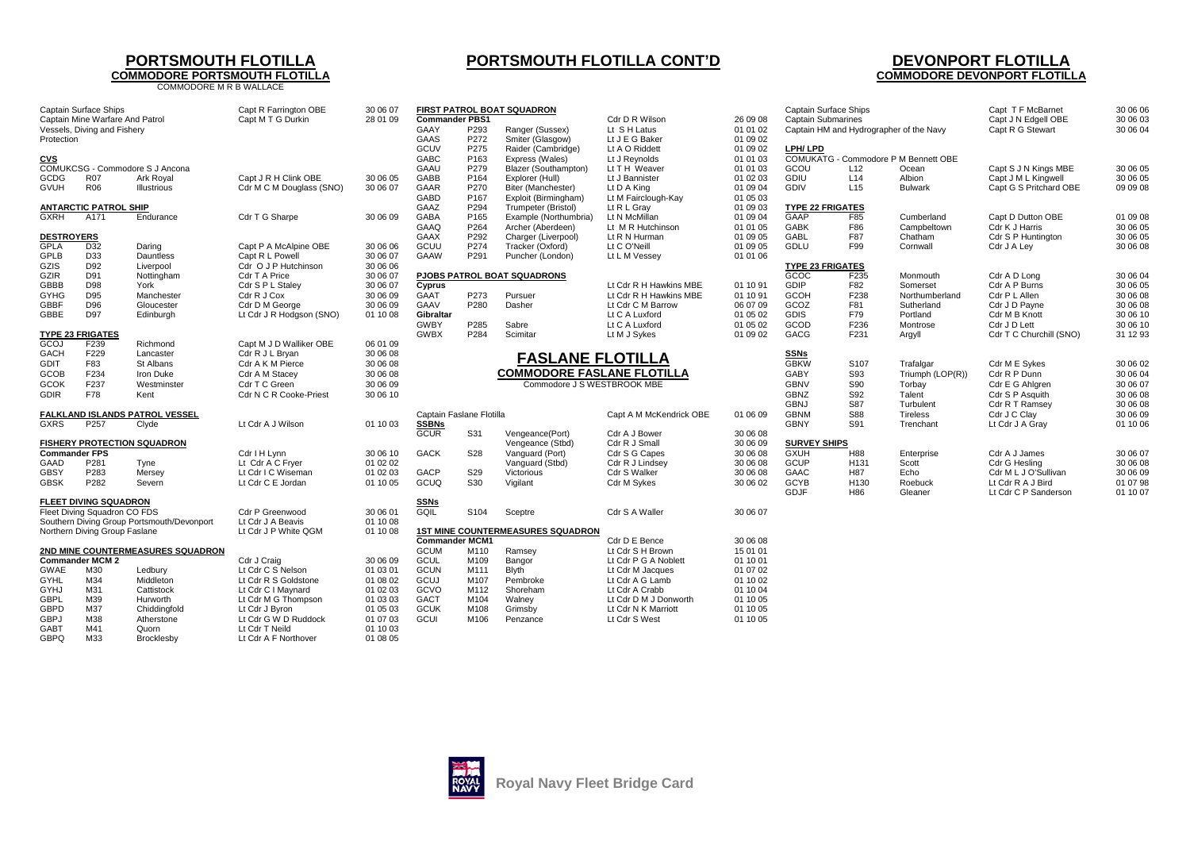# PORTSMOUTH FLOTILLA

## COMMODORE PORTSMOUTH FLOTILLA

COMMODORE M R B WALLACE

| | | | | |
|---|---|---|---|---|
| Captain Surface Ships | | | Capt R Farrington OBE | 30 06 07 |
| Captain Mine Warfare And Patrol Vessels, Diving and Fishery Protection | | | Capt M T G Durkin | 28 01 09 |

**CVS**

COMUKCSG - Commodore S J Ancona

| | | | | |
|---|---|---|---|---|
| GCDG | R07 | Ark Royal | Capt J R H Clink OBE | 30 06 05 |
| GVUH | R06 | Illustrious | Cdr M C M Douglass (SNO) | 30 06 07 |

**ANTARCTIC PATROL SHIP**

| | | | | |
|---|---|---|---|---|
| GXRH | A171 | Endurance | Cdr T G Sharpe | 30 06 09 |

**DESTROYERS**

| | | | | |
|---|---|---|---|---|
| GPLA | D32 | Daring | Capt P A McAlpine OBE | 30 06 06 |
| GPLB | D33 | Dauntless | Capt R L Powell | 30 06 07 |
| GZIS | D92 | Liverpool | Cdr O J P Hutchinson | 30 06 06 |
| GZIR | D91 | Nottingham | Cdr T A Price | 30 06 07 |
| GBBB | D98 | York | Cdr S P L Staley | 30 06 07 |
| GYHG | D95 | Manchester | Cdr R J Cox | 30 06 09 |
| GBBF | D96 | Gloucester | Cdr D M George | 30 06 09 |
| GBBE | D97 | Edinburgh | Lt Cdr J R Hodgson (SNO) | 01 10 08 |

**TYPE 23 FRIGATES**

| | | | | |
|---|---|---|---|---|
| GCOJ | F239 | Richmond | Capt M J D Walliker OBE | 06 01 09 |
| GACH | F229 | Lancaster | Cdr R J L Bryan | 30 06 08 |
| GDIT | F83 | St Albans | Cdr A K M Pierce | 30 06 08 |
| GCOB | F234 | Iron Duke | Cdr A M Stacey | 30 06 08 |
| GCOK | F237 | Westminster | Cdr T C Green | 30 06 09 |
| GDIR | F78 | Kent | Cdr N C R Cooke-Priest | 30 06 10 |

**FALKLAND ISLANDS PATROL VESSEL**

| | | | | |
|---|---|---|---|---|
| GXRS | P257 | Clyde | Lt Cdr A J Wilson | 01 10 03 |

**FISHERY PROTECTION SQUADRON**

| | | | | |
|---|---|---|---|---|
| **Commander FPS** | | | Cdr I H Lynn | 30 06 10 |
| GAAD | P281 | Tyne | Lt Cdr A C Fryer | 01 02 02 |
| GBSY | P283 | Mersey | Lt Cdr I C Wiseman | 01 02 03 |
| GBSK | P282 | Severn | Lt Cdr C E Jordan | 01 10 05 |

**FLEET DIVING SQUADRON**

| | | |
|---|---|---|
| Fleet Diving Squadron CO FDS | Cdr P Greenwood | 30 06 01 |
| Southern Diving Group Portsmouth/Devonport | Lt Cdr J A Beavis | 01 10 08 |
| Northern Diving Group Faslane | Lt Cdr J P White QGM | 01 10 08 |

**2ND MINE COUNTERMEASURES SQUADRON**

| | | | | |
|---|---|---|---|---|
| **Commander MCM 2** | | | Cdr J Craig | 30 06 09 |
| GWAE | M30 | Ledbury | Lt Cdr C S Nelson | 01 03 01 |
| GYHL | M34 | Middleton | Lt Cdr R S Goldstone | 01 08 02 |
| GYHJ | M31 | Cattistock | Lt Cdr C I Maynard | 01 02 03 |
| GBPL | M39 | Hurworth | Lt Cdr M G Thompson | 01 03 03 |
| GBPD | M37 | Chiddingfold | Lt Cdr J Byron | 01 05 03 |
| GBPJ | M38 | Atherstone | Lt Cdr G W D Ruddock | 01 07 03 |
| GABT | M41 | Quorn | Lt Cdr T Neild | 01 10 03 |
| GBPQ | M33 | Brocklesby | Lt Cdr A F Northover | 01 08 05 |

# PORTSMOUTH FLOTILLA CONT'D

**FIRST PATROL BOAT SQUADRON**

| | | | | |
|---|---|---|---|---|
| **Commander PBS1** | | | Cdr D R Wilson | 26 09 08 |
| GAAY | P293 | Ranger (Sussex) | Lt S H Latus | 01 01 02 |
| GAAS | P272 | Smiter (Glasgow) | Lt J E G Baker | 01 09 02 |
| GCUV | P275 | Raider (Cambridge) | Lt A O Riddett | 01 09 02 |
| GABC | P163 | Express (Wales) | Lt J Reynolds | 01 01 03 |
| GAAU | P279 | Blazer (Southampton) | Lt T H Weaver | 01 01 03 |
| GABB | P164 | Explorer (Hull) | Lt J Bannister | 01 02 03 |
| GAAR | P270 | Biter (Manchester) | Lt D A King | 01 09 04 |
| GABD | P167 | Exploit (Birmingham) | Lt M Fairclough-Kay | 01 05 03 |
| GAAZ | P294 | Trumpeter (Bristol) | Lt R L Gray | 01 09 03 |
| GABA | P165 | Example (Northumbria) | Lt N McMillan | 01 09 04 |
| GAAQ | P264 | Archer (Aberdeen) | Lt M R Hutchinson | 01 01 05 |
| GAAX | P292 | Charger (Liverpool) | Lt R N Hurman | 01 09 05 |
| GCUU | P274 | Tracker (Oxford) | Lt C O'Neill | 01 09 05 |
| GAAW | P291 | Puncher (London) | Lt L M Vessey | 01 01 06 |

**PJOBS PATROL BOAT SQUADRONS**

| | | | | |
|---|---|---|---|---|
| **Cyprus** | | | Lt Cdr R H Hawkins MBE | 01 10 91 |
| GAAT | P273 | Pursuer | Lt Cdr R H Hawkins MBE | 01 10 91 |
| GAAV | P280 | Dasher | Lt Cdr C M Barrow | 06 07 09 |
| **Gibraltar** | | | Lt C A Luxford | 01 05 02 |
| GWBY | P285 | Sabre | Lt C A Luxford | 01 05 02 |
| GWBX | P284 | Scimitar | Lt M J Sykes | 01 09 02 |

# FASLANE FLOTILLA

## COMMODORE FASLANE FLOTILLA

Commodore J S WESTBROOK MBE

| | | | | |
|---|---|---|---|---|
| Captain Faslane Flotilla | | | Capt A M McKendrick OBE | 01 06 09 |

**SSBNs**

| | | | | |
|---|---|---|---|---|
| GCUR | S31 | Vengeance(Port) | Cdr A J Bower | 30 06 08 |
| | | Vengeance (Stbd) | Cdr R J Small | 30 06 09 |
| GACK | S28 | Vanguard (Port) | Cdr S G Capes | 30 06 08 |
| | | Vanguard (Stbd) | Cdr R J Lindsey | 30 06 08 |
| GACP | S29 | Victorious | Cdr S Walker | 30 06 08 |
| GCUQ | S30 | Vigilant | Cdr M Sykes | 30 06 02 |

**SSNs**

| | | | | |
|---|---|---|---|---|
| GQIL | S104 | Sceptre | Cdr S A Waller | 30 06 07 |

**1ST MINE COUNTERMEASURES SQUADRON**

| | | | | |
|---|---|---|---|---|
| **Commander MCM1** | | | Cdr D E Bence | 30 06 08 |
| GCUM | M110 | Ramsey | Lt Cdr S H Brown | 15 01 01 |
| GCUL | M109 | Bangor | Lt Cdr P G A Noblett | 01 10 01 |
| GCUN | M111 | Blyth | Lt Cdr M Jacques | 01 07 02 |
| GCUJ | M107 | Pembroke | Lt Cdr A G Lamb | 01 10 02 |
| GCVO | M112 | Shoreham | Lt Cdr A Crabb | 01 10 04 |
| GACT | M104 | Walney | Lt Cdr D M J Donworth | 01 10 05 |
| GCUK | M108 | Grimsby | Lt Cdr N K Marriott | 01 10 05 |
| GCUI | M106 | Penzance | Lt Cdr S West | 01 10 05 |

# DEVONPORT FLOTILLA

## COMMODORE DEVONPORT FLOTILLA

| | | |
|---|---|---|
| Captain Surface Ships | Capt T F McBarnet | 30 06 06 |
| Captain Submarines | Capt J N Edgell OBE | 30 06 03 |
| Captain HM and Hydrographer of the Navy | Capt R G Stewart | 30 06 04 |

**LPH/ LPD**

COMUKATG - Commodore P M Bennett OBE

| | | | | |
|---|---|---|---|---|
| GCOU | L12 | Ocean | Capt S J N Kings MBE | 30 06 05 |
| GDIU | L14 | Albion | Capt J M L Kingwell | 30 06 05 |
| GDIV | L15 | Bulwark | Capt G S Pritchard OBE | 09 09 08 |

**TYPE 22 FRIGATES**

| | | | | |
|---|---|---|---|---|
| GAAP | F85 | Cumberland | Capt D Dutton OBE | 01 09 08 |
| GABK | F86 | Campbeltown | Cdr K J Harris | 30 06 05 |
| GABL | F87 | Chatham | Cdr S P Huntington | 30 06 05 |
| GDLU | F99 | Cornwall | Cdr J A Ley | 30 06 08 |

**TYPE 23 FRIGATES**

| | | | | |
|---|---|---|---|---|
| GCOC | F235 | Monmouth | Cdr A D Long | 30 06 04 |
| GDIP | F82 | Somerset | Cdr A P Burns | 30 06 05 |
| GCOH | F238 | Northumberland | Cdr P L Allen | 30 06 08 |
| GCOZ | F81 | Sutherland | Cdr J D Payne | 30 06 08 |
| GDIS | F79 | Portland | Cdr M B Knott | 30 06 10 |
| GCOD | F236 | Montrose | Cdr J D Lett | 30 06 10 |
| GACG | F231 | Argyll | Cdr T C Churchill (SNO) | 31 12 93 |

**SSNs**

| | | | | |
|---|---|---|---|---|
| GBKW | S107 | Trafalgar | Cdr M E Sykes | 30 06 02 |
| GABY | S93 | Triumph (LOP(R)) | Cdr R P Dunn | 30 06 04 |
| GBNV | S90 | Torbay | Cdr E G Ahlgren | 30 06 07 |
| GBNZ | S92 | Talent | Cdr S P Asquith | 30 06 08 |
| GBNJ | S87 | Turbulent | Cdr R T Ramsey | 30 06 08 |
| GBNM | S88 | Tireless | Cdr J C Clay | 30 06 09 |
| GBNY | S91 | Trenchant | Lt Cdr J A Gray | 01 10 06 |

**SURVEY SHIPS**

| | | | | |
|---|---|---|---|---|
| GXUH | H88 | Enterprise | Cdr A J James | 30 06 07 |
| GCUP | H131 | Scott | Cdr G Hesling | 30 06 08 |
| GAAC | H87 | Echo | Cdr M L J O'Sullivan | 30 06 09 |
| GCYB | H130 | Roebuck | Lt Cdr R A J Bird | 01 07 98 |
| GDJF | H86 | Gleaner | Lt Cdr C P Sanderson | 01 10 07 |

Royal Navy Fleet Bridge Card